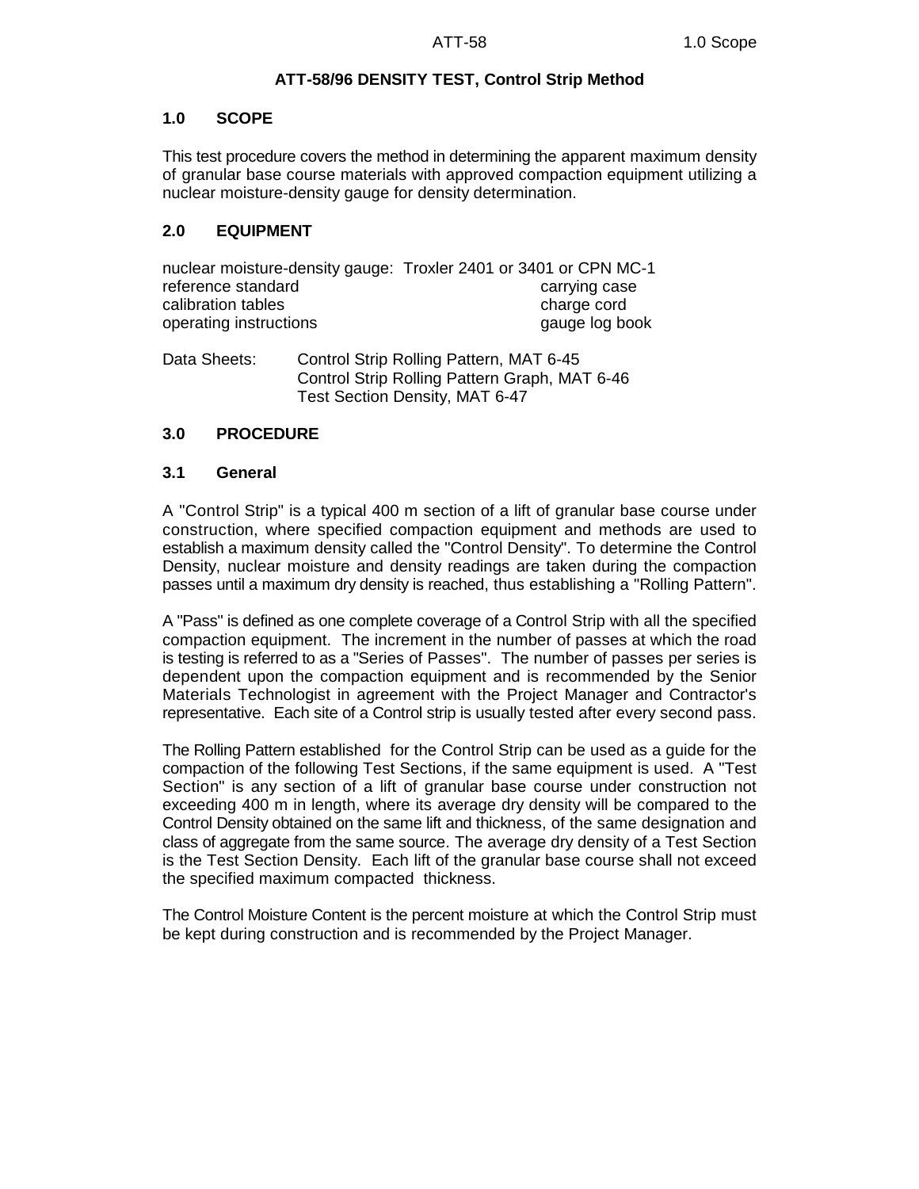# ATT-58/96 DENSITY TEST, Control Strip Method

## 1.0 SCOPE

This test procedure covers the method in determining the apparent maximum density of granular base course materials with approved compaction equipment utilizing a nuclear moisture-density gauge for density determination.

## 2.0 EQUIPMENT

nuclear moisture-density gauge: Troxler 2401 or 3401 or CPN MC-1

| | |
|---|---|
| reference standard | carrying case |
| calibration tables | charge cord |
| operating instructions | gauge log book |

Data Sheets: Control Strip Rolling Pattern, MAT 6-45
Control Strip Rolling Pattern Graph, MAT 6-46
Test Section Density, MAT 6-47

## 3.0 PROCEDURE

### 3.1 General

A "Control Strip" is a typical 400 m section of a lift of granular base course under construction, where specified compaction equipment and methods are used to establish a maximum density called the "Control Density". To determine the Control Density, nuclear moisture and density readings are taken during the compaction passes until a maximum dry density is reached, thus establishing a "Rolling Pattern".

A "Pass" is defined as one complete coverage of a Control Strip with all the specified compaction equipment. The increment in the number of passes at which the road is testing is referred to as a "Series of Passes". The number of passes per series is dependent upon the compaction equipment and is recommended by the Senior Materials Technologist in agreement with the Project Manager and Contractor's representative. Each site of a Control strip is usually tested after every second pass.

The Rolling Pattern established for the Control Strip can be used as a guide for the compaction of the following Test Sections, if the same equipment is used. A "Test Section" is any section of a lift of granular base course under construction not exceeding 400 m in length, where its average dry density will be compared to the Control Density obtained on the same lift and thickness, of the same designation and class of aggregate from the same source. The average dry density of a Test Section is the Test Section Density. Each lift of the granular base course shall not exceed the specified maximum compacted thickness.

The Control Moisture Content is the percent moisture at which the Control Strip must be kept during construction and is recommended by the Project Manager.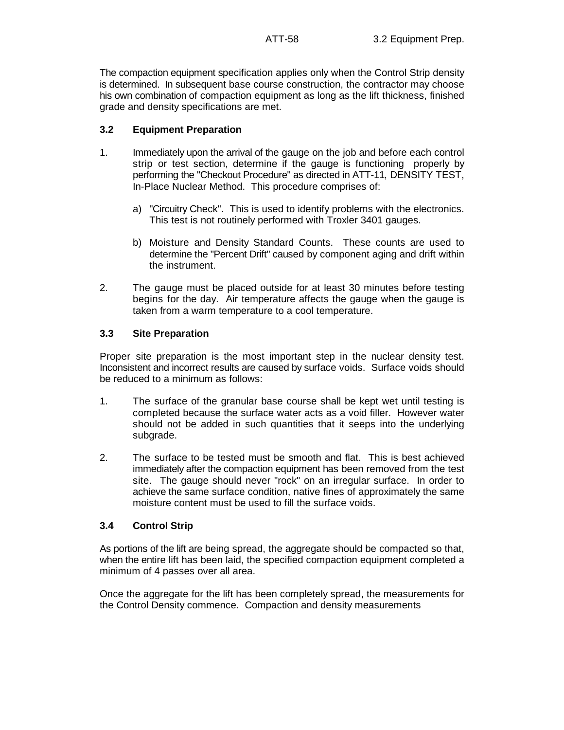The compaction equipment specification applies only when the Control Strip density is determined. In subsequent base course construction, the contractor may choose his own combination of compaction equipment as long as the lift thickness, finished grade and density specifications are met.

### 3.2 Equipment Preparation

1. Immediately upon the arrival of the gauge on the job and before each control strip or test section, determine if the gauge is functioning properly by performing the "Checkout Procedure" as directed in ATT-11, DENSITY TEST, In-Place Nuclear Method. This procedure comprises of:

   a) "Circuitry Check". This is used to identify problems with the electronics. This test is not routinely performed with Troxler 3401 gauges.

   b) Moisture and Density Standard Counts. These counts are used to determine the "Percent Drift" caused by component aging and drift within the instrument.

2. The gauge must be placed outside for at least 30 minutes before testing begins for the day. Air temperature affects the gauge when the gauge is taken from a warm temperature to a cool temperature.

### 3.3 Site Preparation

Proper site preparation is the most important step in the nuclear density test. Inconsistent and incorrect results are caused by surface voids. Surface voids should be reduced to a minimum as follows:

1. The surface of the granular base course shall be kept wet until testing is completed because the surface water acts as a void filler. However water should not be added in such quantities that it seeps into the underlying subgrade.

2. The surface to be tested must be smooth and flat. This is best achieved immediately after the compaction equipment has been removed from the test site. The gauge should never "rock" on an irregular surface. In order to achieve the same surface condition, native fines of approximately the same moisture content must be used to fill the surface voids.

### 3.4 Control Strip

As portions of the lift are being spread, the aggregate should be compacted so that, when the entire lift has been laid, the specified compaction equipment completed a minimum of 4 passes over all area.

Once the aggregate for the lift has been completely spread, the measurements for the Control Density commence. Compaction and density measurements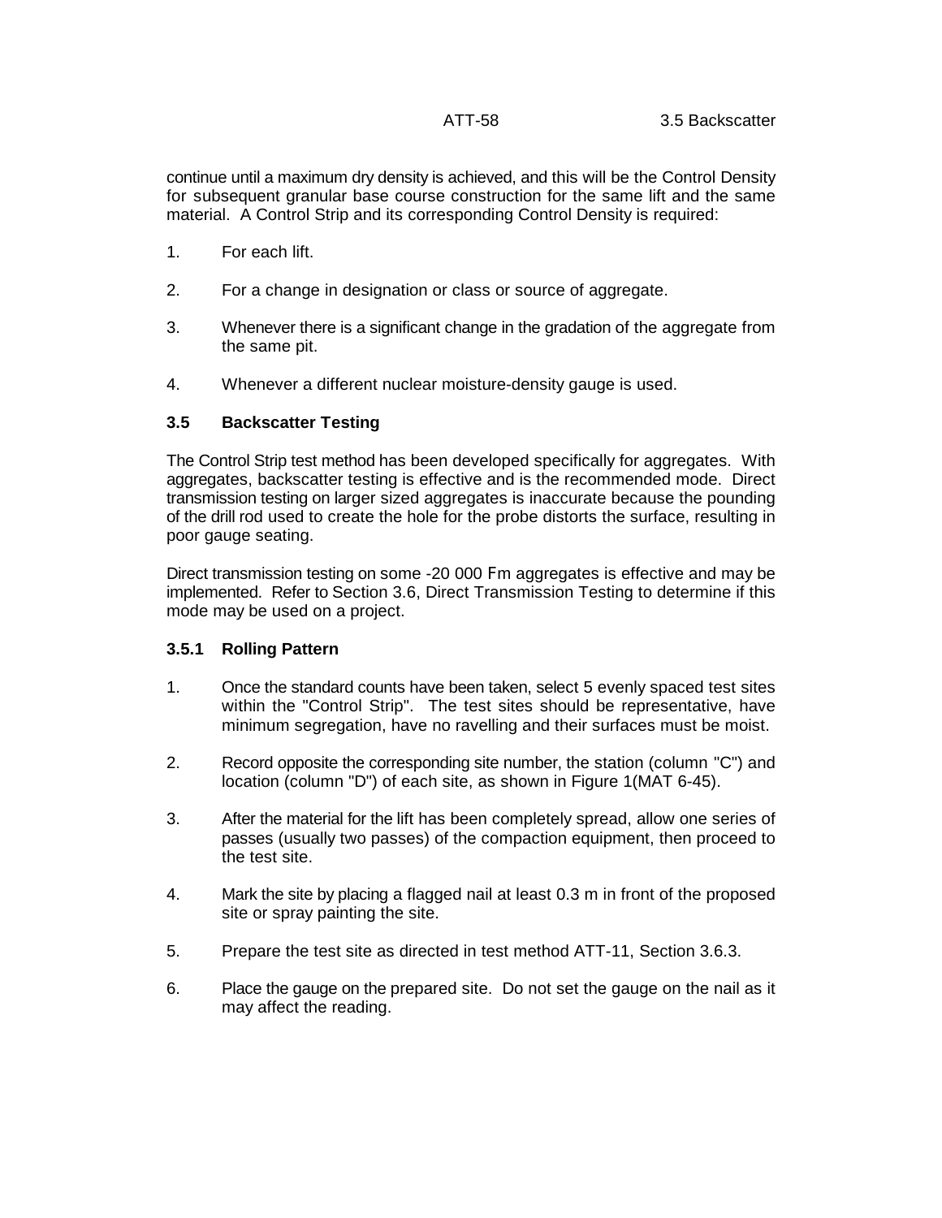continue until a maximum dry density is achieved, and this will be the Control Density for subsequent granular base course construction for the same lift and the same material. A Control Strip and its corresponding Control Density is required:

1. For each lift.
2. For a change in designation or class or source of aggregate.
3. Whenever there is a significant change in the gradation of the aggregate from the same pit.
4. Whenever a different nuclear moisture-density gauge is used.

### 3.5 Backscatter Testing

The Control Strip test method has been developed specifically for aggregates. With aggregates, backscatter testing is effective and is the recommended mode. Direct transmission testing on larger sized aggregates is inaccurate because the pounding of the drill rod used to create the hole for the probe distorts the surface, resulting in poor gauge seating.

Direct transmission testing on some -20 000 Fm aggregates is effective and may be implemented. Refer to Section 3.6, Direct Transmission Testing to determine if this mode may be used on a project.

#### 3.5.1 Rolling Pattern

1. Once the standard counts have been taken, select 5 evenly spaced test sites within the "Control Strip". The test sites should be representative, have minimum segregation, have no ravelling and their surfaces must be moist.
2. Record opposite the corresponding site number, the station (column "C") and location (column "D") of each site, as shown in Figure 1(MAT 6-45).
3. After the material for the lift has been completely spread, allow one series of passes (usually two passes) of the compaction equipment, then proceed to the test site.
4. Mark the site by placing a flagged nail at least 0.3 m in front of the proposed site or spray painting the site.
5. Prepare the test site as directed in test method ATT-11, Section 3.6.3.
6. Place the gauge on the prepared site. Do not set the gauge on the nail as it may affect the reading.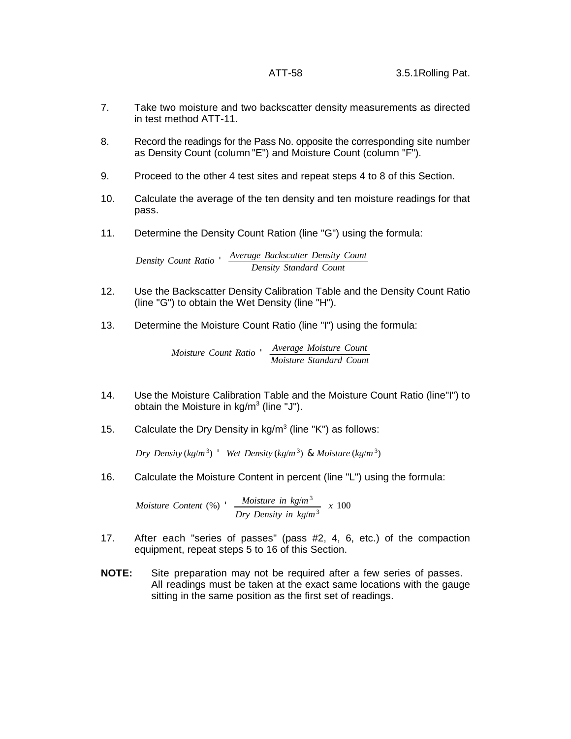7. Take two moisture and two backscatter density measurements as directed in test method ATT-11.

8. Record the readings for the Pass No. opposite the corresponding site number as Density Count (column "E") and Moisture Count (column "F").

9. Proceed to the other 4 test sites and repeat steps 4 to 8 of this Section.

10. Calculate the average of the ten density and ten moisture readings for that pass.

11. Determine the Density Count Ration (line "G") using the formula:

$$Density\ Count\ Ratio = \frac{Average\ Backscatter\ Density\ Count}{Density\ Standard\ Count}$$

12. Use the Backscatter Density Calibration Table and the Density Count Ratio (line "G") to obtain the Wet Density (line "H").

13. Determine the Moisture Count Ratio (line "I") using the formula:

$$Moisture\ Count\ Ratio = \frac{Average\ Moisture\ Count}{Moisture\ Standard\ Count}$$

14. Use the Moisture Calibration Table and the Moisture Count Ratio (line"I") to obtain the Moisture in kg/m$^3$ (line "J").

15. Calculate the Dry Density in kg/m$^3$ (line "K") as follows:

$$Dry\ Density\ (kg/m^3) = Wet\ Density\ (kg/m^3) - Moisture\ (kg/m^3)$$

16. Calculate the Moisture Content in percent (line "L") using the formula:

$$Moisture\ Content\ (\%) = \frac{Moisture\ in\ kg/m^3}{Dry\ Density\ in\ kg/m^3}\ x\ 100$$

17. After each "series of passes" (pass #2, 4, 6, etc.) of the compaction equipment, repeat steps 5 to 16 of this Section.

**NOTE:** Site preparation may not be required after a few series of passes. All readings must be taken at the exact same locations with the gauge sitting in the same position as the first set of readings.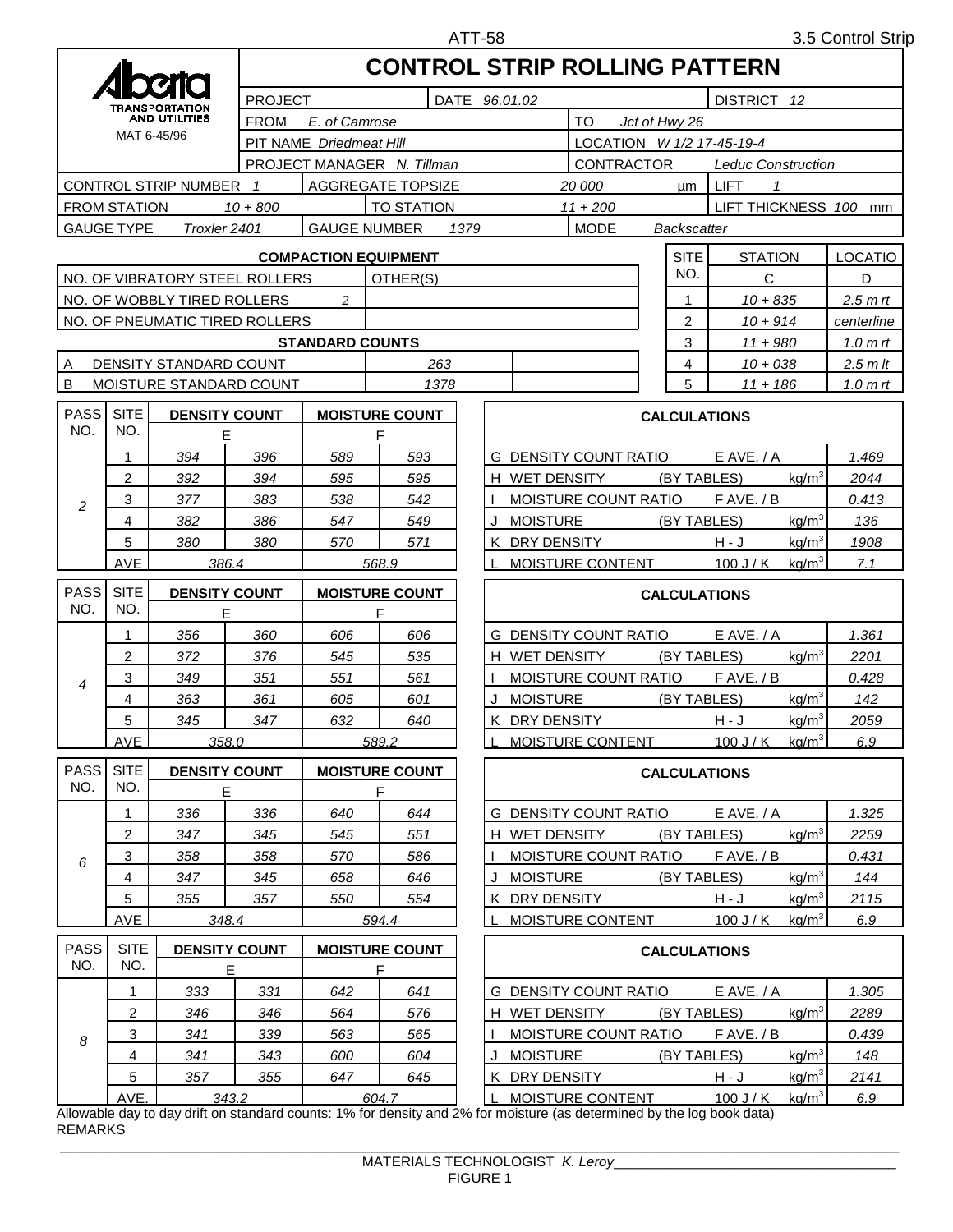# CONTROL STRIP ROLLING PATTERN

Alberta Transportation and Utilities

MAT 6-45/96

| PROJECT | | DATE *96.01.02* | | DISTRICT *12* |
|---|---|---|---|---|
| FROM *E. of Camrose* | | | TO *Jct of Hwy 26* | |
| PIT NAME *Driedmeat Hill* | | | LOCATION *W 1/2 17-45-19-4* | |
| PROJECT MANAGER *N. Tillman* | | | CONTRACTOR *Leduc Construction* | |

| CONTROL STRIP NUMBER *1* | AGGREGATE TOPSIZE | *20 000* µm | LIFT *1* |
|---|---|---|---|
| FROM STATION *10 + 800* | TO STATION | *11 + 200* | LIFT THICKNESS *100* mm |
| GAUGE TYPE *Troxler 2401* | GAUGE NUMBER *1379* | MODE *Backscatter* | |

**COMPACTION EQUIPMENT**

| | | OTHER(S) |
|---|---|---|
| NO. OF VIBRATORY STEEL ROLLERS | | |
| NO. OF WOBBLY TIRED ROLLERS | *2* | |
| NO. OF PNEUMATIC TIRED ROLLERS | | |

**STANDARD COUNTS**

| | | |
|---|---|---|
| A | DENSITY STANDARD COUNT | *263* |
| B | MOISTURE STANDARD COUNT | *1378* |

| SITE NO. | STATION C | LOCATIO D |
|---|---|---|
| 1 | *10 + 835* | *2.5 m rt* |
| 2 | *10 + 914* | *centerline* |
| 3 | *11 + 980* | *1.0 m rt* |
| 4 | *10 + 038* | *2.5 m lt* |
| 5 | *11 + 186* | *1.0 m rt* |

| PASS NO. | SITE NO. | DENSITY COUNT E | | MOISTURE COUNT F | |
|---|---|---|---|---|---|
| *2* | 1 | *394* | *396* | *589* | *593* |
| | 2 | *392* | *394* | *595* | *595* |
| | 3 | *377* | *383* | *538* | *542* |
| | 4 | *382* | *386* | *547* | *549* |
| | 5 | *380* | *380* | *570* | *571* |
| | AVE | *386.4* | | *568.9* | |

**CALCULATIONS**

| | | | | |
|---|---|---|---|---|
| G | DENSITY COUNT RATIO | E AVE. / A | | *1.469* |
| H | WET DENSITY | (BY TABLES) | kg/m$^3$ | *2044* |
| I | MOISTURE COUNT RATIO | F AVE. / B | | *0.413* |
| J | MOISTURE | (BY TABLES) | kg/m$^3$ | *136* |
| K | DRY DENSITY | H - J | kg/m$^3$ | *1908* |
| L | MOISTURE CONTENT | 100 J / K | kg/m$^3$ | *7.1* |

| PASS NO. | SITE NO. | DENSITY COUNT E | | MOISTURE COUNT F | |
|---|---|---|---|---|---|
| *4* | 1 | *356* | *360* | *606* | *606* |
| | 2 | *372* | *376* | *545* | *535* |
| | 3 | *349* | *351* | *551* | *561* |
| | 4 | *363* | *361* | *605* | *601* |
| | 5 | *345* | *347* | *632* | *640* |
| | AVE | *358.0* | | *589.2* | |

**CALCULATIONS**

| | | | | |
|---|---|---|---|---|
| G | DENSITY COUNT RATIO | E AVE. / A | | *1.361* |
| H | WET DENSITY | (BY TABLES) | kg/m$^3$ | *2201* |
| I | MOISTURE COUNT RATIO | F AVE. / B | | *0.428* |
| J | MOISTURE | (BY TABLES) | kg/m$^3$ | *142* |
| K | DRY DENSITY | H - J | kg/m$^3$ | *2059* |
| L | MOISTURE CONTENT | 100 J / K | kg/m$^3$ | *6.9* |

| PASS NO. | SITE NO. | DENSITY COUNT E | | MOISTURE COUNT F | |
|---|---|---|---|---|---|
| *6* | 1 | *336* | *336* | *640* | *644* |
| | 2 | *347* | *345* | *545* | *551* |
| | 3 | *358* | *358* | *570* | *586* |
| | 4 | *347* | *345* | *658* | *646* |
| | 5 | *355* | *357* | *550* | *554* |
| | AVE | *348.4* | | *594.4* | |

**CALCULATIONS**

| | | | | |
|---|---|---|---|---|
| G | DENSITY COUNT RATIO | E AVE. / A | | *1.325* |
| H | WET DENSITY | (BY TABLES) | kg/m$^3$ | *2259* |
| I | MOISTURE COUNT RATIO | F AVE. / B | | *0.431* |
| J | MOISTURE | (BY TABLES) | kg/m$^3$ | *144* |
| K | DRY DENSITY | H - J | kg/m$^3$ | *2115* |
| L | MOISTURE CONTENT | 100 J / K | kg/m$^3$ | *6.9* |

| PASS NO. | SITE NO. | DENSITY COUNT E | | MOISTURE COUNT F | |
|---|---|---|---|---|---|
| *8* | 1 | *333* | *331* | *642* | *641* |
| | 2 | *346* | *346* | *564* | *576* |
| | 3 | *341* | *339* | *563* | *565* |
| | 4 | *341* | *343* | *600* | *604* |
| | 5 | *357* | *355* | *647* | *645* |
| | AVE. | *343.2* | | *604.7* | |

**CALCULATIONS**

| | | | | |
|---|---|---|---|---|
| G | DENSITY COUNT RATIO | E AVE. / A | | *1.305* |
| H | WET DENSITY | (BY TABLES) | kg/m$^3$ | *2289* |
| I | MOISTURE COUNT RATIO | F AVE. / B | | *0.439* |
| J | MOISTURE | (BY TABLES) | kg/m$^3$ | *148* |
| K | DRY DENSITY | H - J | kg/m$^3$ | *2141* |
| L | MOISTURE CONTENT | 100 J / K | kg/m$^3$ | *6.9* |

Allowable day to day drift on standard counts: 1% for density and 2% for moisture (as determined by the log book data)

REMARKS

MATERIALS TECHNOLOGIST *K. Leroy*

FIGURE 1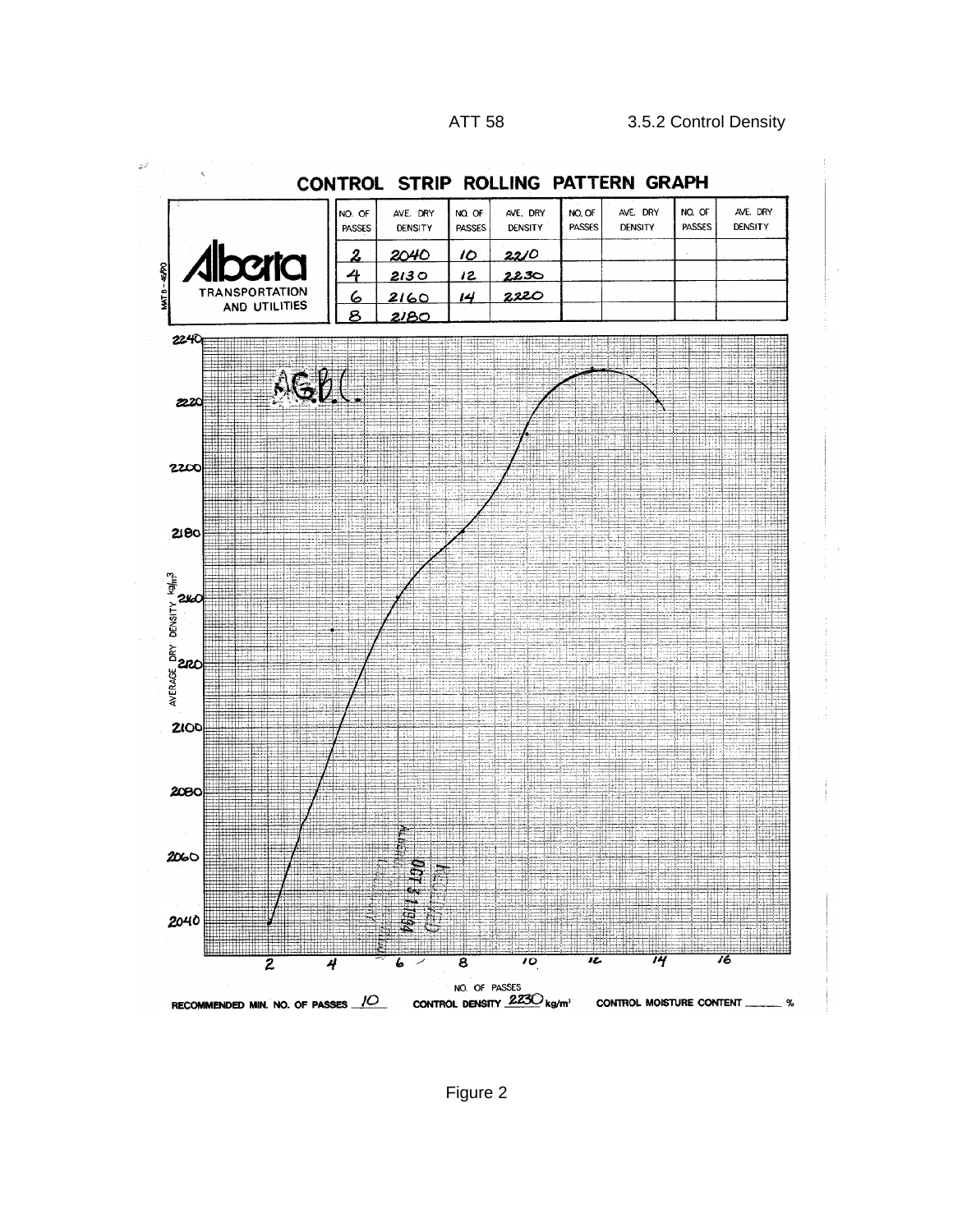# CONTROL STRIP ROLLING PATTERN GRAPH

Alberta TRANSPORTATION AND UTILITIES

MAT 6 – 46/90

| NO. OF PASSES | AVE. DRY DENSITY | NO. OF PASSES | AVE. DRY DENSITY | NO. OF PASSES | AVE. DRY DENSITY | NO. OF PASSES | AVE. DRY DENSITY |
|---|---|---|---|---|---|---|---|
| 2 | 2040 | 10 | 2210 | | | | |
| 4 | 2130 | 12 | 2230 | | | | |
| 6 | 2160 | 14 | 2220 | | | | |
| 8 | 2180 | | | | | | |

AGBC

AVERAGE DRY DENSITY kg/m³: 2040, 2060, 2080, 2100, 2120, 2140, 2160, 2180, 2200, 2220, 2240

NO. OF PASSES: 2, 4, 6, 8, 10, 12, 14, 16

RECOMMENDED MIN. NO. OF PASSES 10 CONTROL DENSITY 2230 kg/m³ CONTROL MOISTURE CONTENT _____ %

Figure 2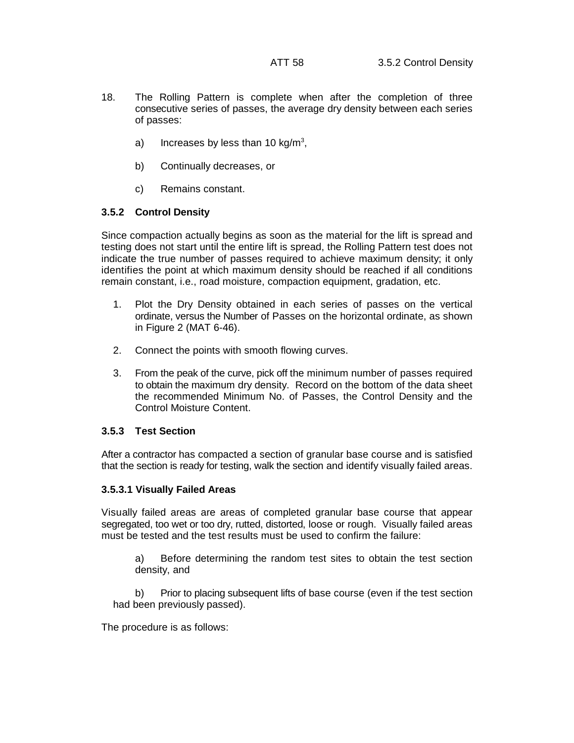18. The Rolling Pattern is complete when after the completion of three consecutive series of passes, the average dry density between each series of passes:

    a) Increases by less than 10 kg/m$^3$,

    b) Continually decreases, or

    c) Remains constant.

### 3.5.2 Control Density

Since compaction actually begins as soon as the material for the lift is spread and testing does not start until the entire lift is spread, the Rolling Pattern test does not indicate the true number of passes required to achieve maximum density; it only identifies the point at which maximum density should be reached if all conditions remain constant, i.e., road moisture, compaction equipment, gradation, etc.

1. Plot the Dry Density obtained in each series of passes on the vertical ordinate, versus the Number of Passes on the horizontal ordinate, as shown in Figure 2 (MAT 6-46).

2. Connect the points with smooth flowing curves.

3. From the peak of the curve, pick off the minimum number of passes required to obtain the maximum dry density. Record on the bottom of the data sheet the recommended Minimum No. of Passes, the Control Density and the Control Moisture Content.

### 3.5.3 Test Section

After a contractor has compacted a section of granular base course and is satisfied that the section is ready for testing, walk the section and identify visually failed areas.

#### 3.5.3.1 Visually Failed Areas

Visually failed areas are areas of completed granular base course that appear segregated, too wet or too dry, rutted, distorted, loose or rough. Visually failed areas must be tested and the test results must be used to confirm the failure:

a) Before determining the random test sites to obtain the test section density, and

b) Prior to placing subsequent lifts of base course (even if the test section had been previously passed).

The procedure is as follows: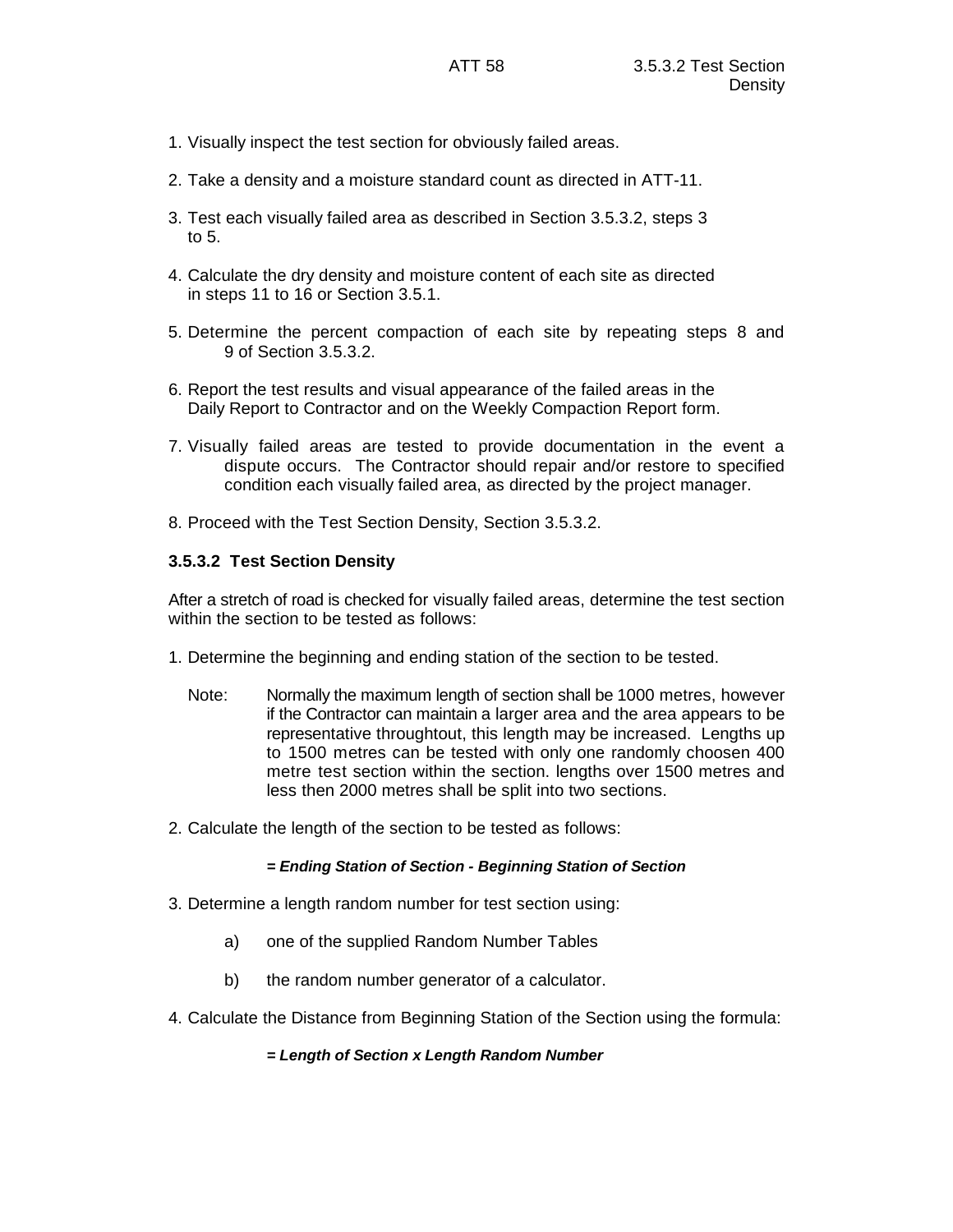1. Visually inspect the test section for obviously failed areas.

2. Take a density and a moisture standard count as directed in ATT-11.

3. Test each visually failed area as described in Section 3.5.3.2, steps 3 to 5.

4. Calculate the dry density and moisture content of each site as directed in steps 11 to 16 or Section 3.5.1.

5. Determine the percent compaction of each site by repeating steps 8 and 9 of Section 3.5.3.2.

6. Report the test results and visual appearance of the failed areas in the Daily Report to Contractor and on the Weekly Compaction Report form.

7. Visually failed areas are tested to provide documentation in the event a dispute occurs. The Contractor should repair and/or restore to specified condition each visually failed area, as directed by the project manager.

8. Proceed with the Test Section Density, Section 3.5.3.2.

### 3.5.3.2 Test Section Density

After a stretch of road is checked for visually failed areas, determine the test section within the section to be tested as follows:

1. Determine the beginning and ending station of the section to be tested.

   Note: Normally the maximum length of section shall be 1000 metres, however if the Contractor can maintain a larger area and the area appears to be representative throughtout, this length may be increased. Lengths up to 1500 metres can be tested with only one randomly choosen 400 metre test section within the section. lengths over 1500 metres and less then 2000 metres shall be split into two sections.

2. Calculate the length of the section to be tested as follows:

   ***= Ending Station of Section - Beginning Station of Section***

3. Determine a length random number for test section using:

   a) one of the supplied Random Number Tables

   b) the random number generator of a calculator.

4. Calculate the Distance from Beginning Station of the Section using the formula:

   ***= Length of Section x Length Random Number***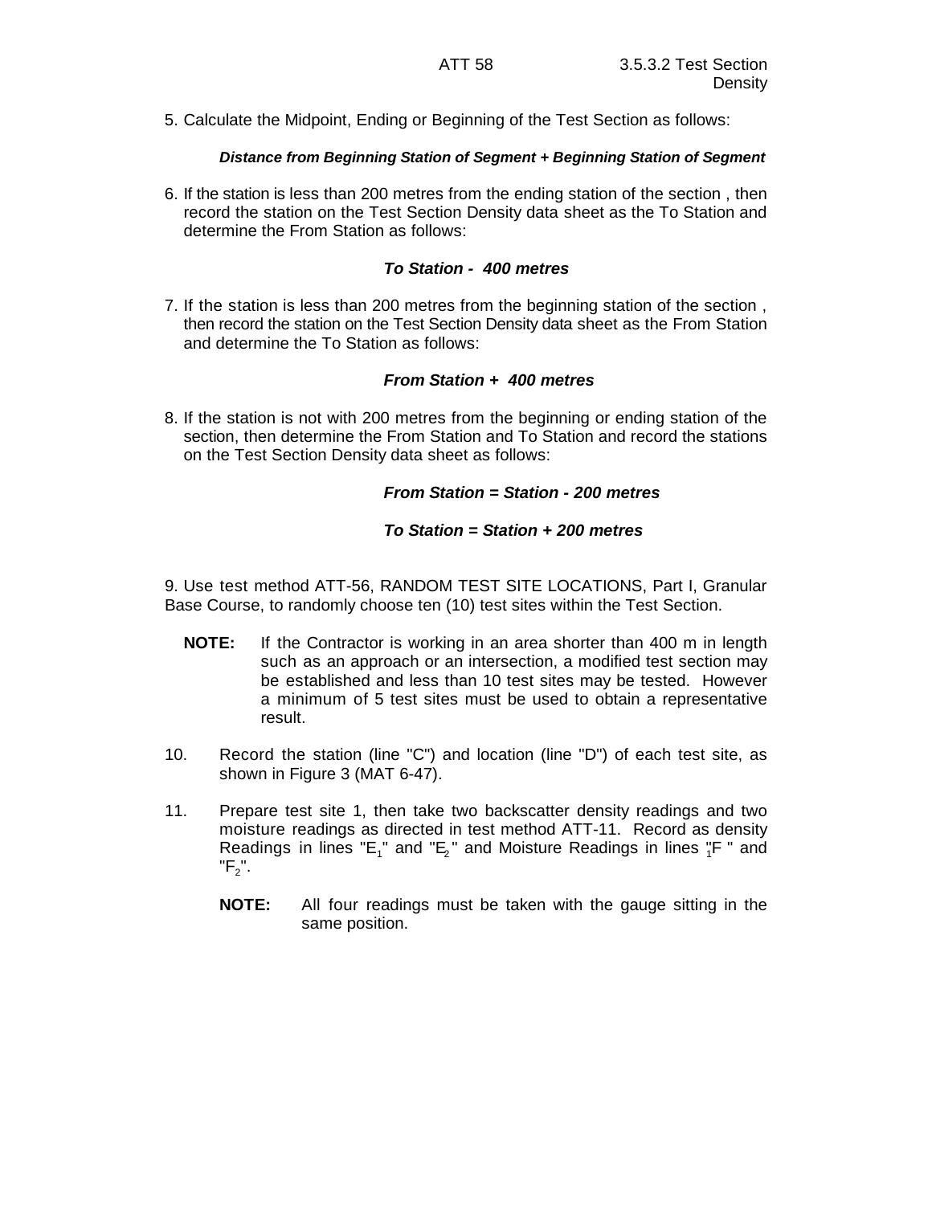5. Calculate the Midpoint, Ending or Beginning of the Test Section as follows:

***Distance from Beginning Station of Segment + Beginning Station of Segment***

6. If the station is less than 200 metres from the ending station of the section , then record the station on the Test Section Density data sheet as the To Station and determine the From Station as follows:

***To Station - 400 metres***

7. If the station is less than 200 metres from the beginning station of the section , then record the station on the Test Section Density data sheet as the From Station and determine the To Station as follows:

***From Station + 400 metres***

8. If the station is not with 200 metres from the beginning or ending station of the section, then determine the From Station and To Station and record the stations on the Test Section Density data sheet as follows:

***From Station = Station - 200 metres***

***To Station = Station + 200 metres***

9. Use test method ATT-56, RANDOM TEST SITE LOCATIONS, Part I, Granular Base Course, to randomly choose ten (10) test sites within the Test Section.

**NOTE:** If the Contractor is working in an area shorter than 400 m in length such as an approach or an intersection, a modified test section may be established and less than 10 test sites may be tested. However a minimum of 5 test sites must be used to obtain a representative result.

10. Record the station (line "C") and location (line "D") of each test site, as shown in Figure 3 (MAT 6-47).

11. Prepare test site 1, then take two backscatter density readings and two moisture readings as directed in test method ATT-11. Record as density Readings in lines "$E_1$" and "$E_2$" and Moisture Readings in lines "$F_1$" and "$F_2$".

**NOTE:** All four readings must be taken with the gauge sitting in the same position.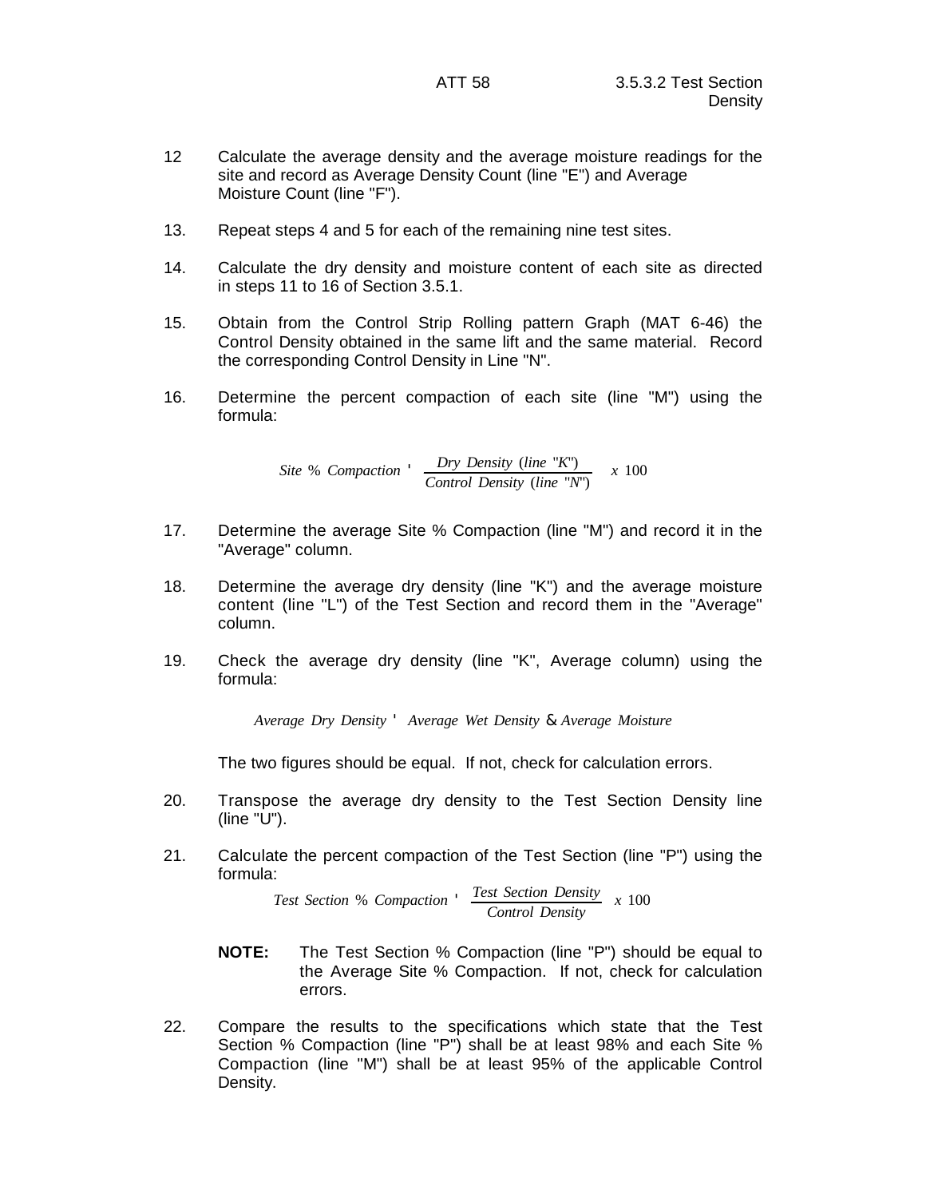12 Calculate the average density and the average moisture readings for the site and record as Average Density Count (line "E") and Average Moisture Count (line "F").

13. Repeat steps 4 and 5 for each of the remaining nine test sites.

14. Calculate the dry density and moisture content of each site as directed in steps 11 to 16 of Section 3.5.1.

15. Obtain from the Control Strip Rolling pattern Graph (MAT 6-46) the Control Density obtained in the same lift and the same material. Record the corresponding Control Density in Line "N".

16. Determine the percent compaction of each site (line "M") using the formula:

$$Site\ \%\ Compaction = \frac{Dry\ Density\ (line\ "K")}{Control\ Density\ (line\ "N")}\ x\ 100$$

17. Determine the average Site % Compaction (line "M") and record it in the "Average" column.

18. Determine the average dry density (line "K") and the average moisture content (line "L") of the Test Section and record them in the "Average" column.

19. Check the average dry density (line "K", Average column) using the formula:

$$Average\ Dry\ Density = Average\ Wet\ Density - Average\ Moisture$$

The two figures should be equal. If not, check for calculation errors.

20. Transpose the average dry density to the Test Section Density line (line "U").

21. Calculate the percent compaction of the Test Section (line "P") using the formula:

$$Test\ Section\ \%\ Compaction = \frac{Test\ Section\ Density}{Control\ Density}\ x\ 100$$

**NOTE:** The Test Section % Compaction (line "P") should be equal to the Average Site % Compaction. If not, check for calculation errors.

22. Compare the results to the specifications which state that the Test Section % Compaction (line "P") shall be at least 98% and each Site % Compaction (line "M") shall be at least 95% of the applicable Control Density.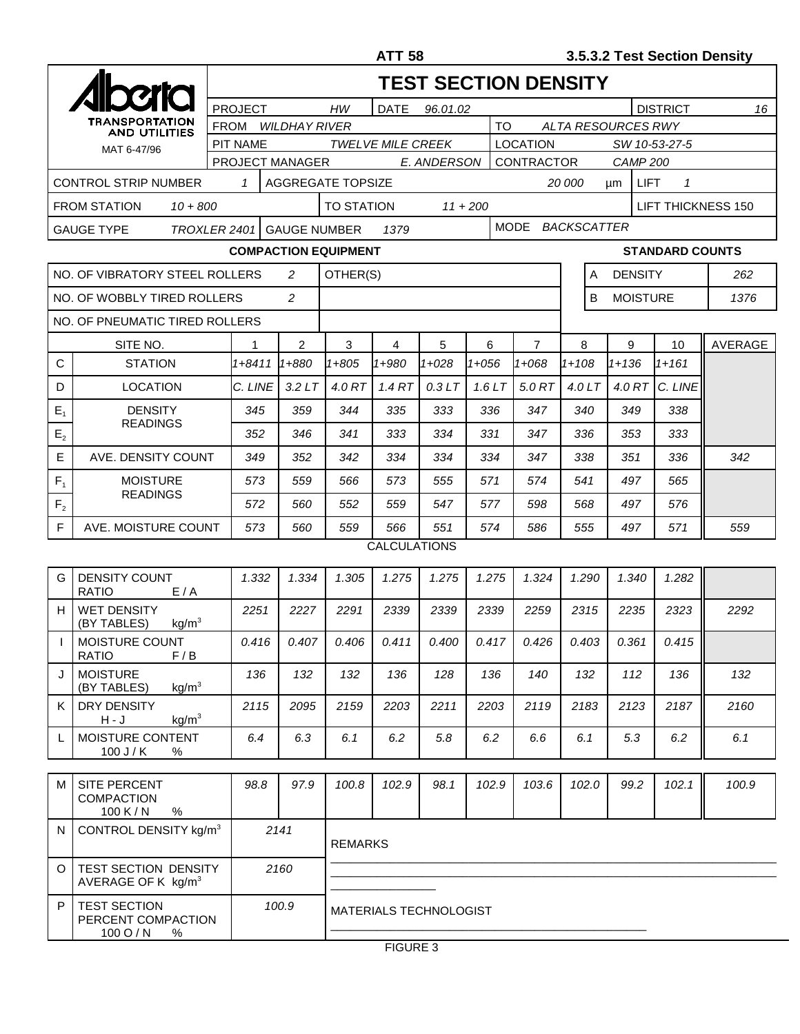ATT 58 — 3.5.3.2 Test Section Density

# TEST SECTION DENSITY

Alberta TRANSPORTATION AND UTILITIES

MAT 6-47/96

| | | | |
|---|---|---|---|
| PROJECT HW | DATE 96.01.02 | | DISTRICT 16 |
| FROM WILDHAY RIVER | | TO ALTA RESOURCES RWY | |
| PIT NAME TWELVE MILE CREEK | | LOCATION SW 10-53-27-5 | |
| PROJECT MANAGER E. ANDERSON | | CONTRACTOR CAMP 200 | |

| | | | |
|---|---|---|---|
| CONTROL STRIP NUMBER 1 | AGGREGATE TOPSIZE 20 000 µm | LIFT 1 | |
| FROM STATION 10 + 800 | TO STATION 11 + 200 | | LIFT THICKNESS 150 |
| GAUGE TYPE TROXLER 2401 | GAUGE NUMBER 1379 | MODE BACKSCATTER | |

**COMPACTION EQUIPMENT**

| | | |
|---|---|---|
| NO. OF VIBRATORY STEEL ROLLERS | 2 | OTHER(S) |
| NO. OF WOBBLY TIRED ROLLERS | 2 | |
| NO. OF PNEUMATIC TIRED ROLLERS | | |

**STANDARD COUNTS**

| | | |
|---|---|---|
| A | DENSITY | 262 |
| B | MOISTURE | 1376 |

| | SITE NO. | 1 | 2 | 3 | 4 | 5 | 6 | 7 | 8 | 9 | 10 | AVERAGE |
|---|---|---|---|---|---|---|---|---|---|---|---|---|
| C | STATION | 1+8411 | 1+880 | 1+805 | 1+980 | 1+028 | 1+056 | 1+068 | 1+108 | 1+136 | 1+161 | |
| D | LOCATION | C. LINE | 3.2 LT | 4.0 RT | 1.4 RT | 0.3 LT | 1.6 LT | 5.0 RT | 4.0 LT | 4.0 RT | C. LINE | |
| $E_1$ | DENSITY READINGS | 345 | 359 | 344 | 335 | 333 | 336 | 347 | 340 | 349 | 338 | |
| $E_2$ | | 352 | 346 | 341 | 333 | 334 | 331 | 347 | 336 | 353 | 333 | |
| E | AVE. DENSITY COUNT | 349 | 352 | 342 | 334 | 334 | 334 | 347 | 338 | 351 | 336 | 342 |
| $F_1$ | MOISTURE READINGS | 573 | 559 | 566 | 573 | 555 | 571 | 574 | 541 | 497 | 565 | |
| $F_2$ | | 572 | 560 | 552 | 559 | 547 | 577 | 598 | 568 | 497 | 576 | |
| F | AVE. MOISTURE COUNT | 573 | 560 | 559 | 566 | 551 | 574 | 586 | 555 | 497 | 571 | 559 |

**CALCULATIONS**

| | | 1 | 2 | 3 | 4 | 5 | 6 | 7 | 8 | 9 | 10 | AVERAGE |
|---|---|---|---|---|---|---|---|---|---|---|---|---|
| G | DENSITY COUNT RATIO E / A | 1.332 | 1.334 | 1.305 | 1.275 | 1.275 | 1.275 | 1.324 | 1.290 | 1.340 | 1.282 | |
| H | WET DENSITY (BY TABLES) $kg/m^3$ | 2251 | 2227 | 2291 | 2339 | 2339 | 2339 | 2259 | 2315 | 2235 | 2323 | 2292 |
| I | MOISTURE COUNT RATIO F / B | 0.416 | 0.407 | 0.406 | 0.411 | 0.400 | 0.417 | 0.426 | 0.403 | 0.361 | 0.415 | |
| J | MOISTURE (BY TABLES) $kg/m^3$ | 136 | 132 | 132 | 136 | 128 | 136 | 140 | 132 | 112 | 136 | 132 |
| K | DRY DENSITY H - J $kg/m^3$ | 2115 | 2095 | 2159 | 2203 | 2211 | 2203 | 2119 | 2183 | 2123 | 2187 | 2160 |
| L | MOISTURE CONTENT 100 J / K % | 6.4 | 6.3 | 6.1 | 6.2 | 5.8 | 6.2 | 6.6 | 6.1 | 5.3 | 6.2 | 6.1 |
| M | SITE PERCENT COMPACTION 100 K / N % | 98.8 | 97.9 | 100.8 | 102.9 | 98.1 | 102.9 | 103.6 | 102.0 | 99.2 | 102.1 | 100.9 |

| | | |
|---|---|---|
| N | CONTROL DENSITY $kg/m^3$ | 2141 |
| O | TEST SECTION DENSITY AVERAGE OF K $kg/m^3$ | 2160 |
| P | TEST SECTION PERCENT COMPACTION 100 O / N % | 100.9 |

REMARKS

\_\_\_\_\_\_\_\_\_\_\_\_\_\_\_\_\_\_\_\_\_\_\_\_\_\_\_\_\_\_\_\_\_\_\_\_\_\_\_\_

MATERIALS TECHNOLOGIST \_\_\_\_\_\_\_\_\_\_\_\_\_\_\_\_\_\_\_\_\_\_\_\_\_\_\_\_\_\_

FIGURE 3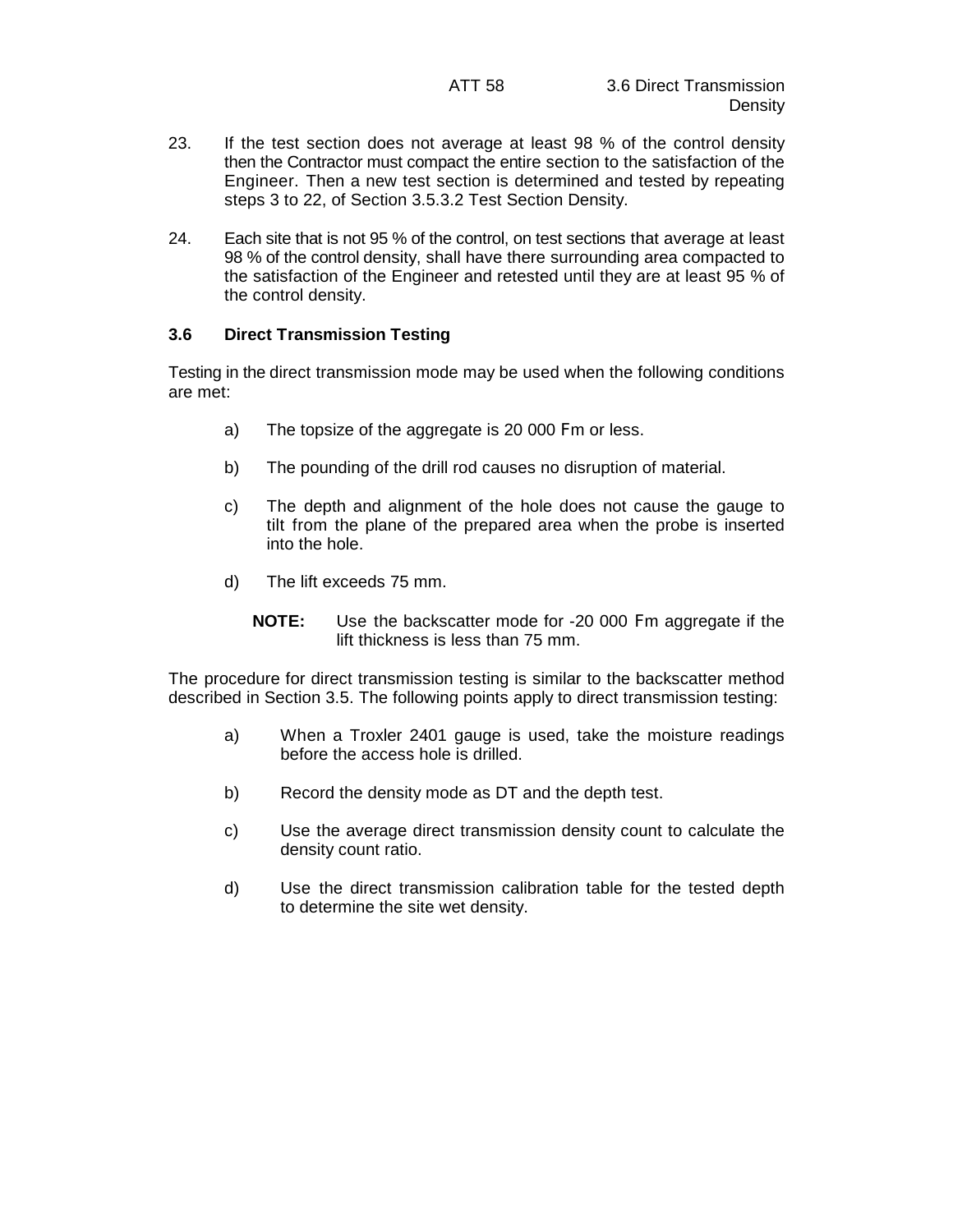23. If the test section does not average at least 98 % of the control density then the Contractor must compact the entire section to the satisfaction of the Engineer. Then a new test section is determined and tested by repeating steps 3 to 22, of Section 3.5.3.2 Test Section Density.

24. Each site that is not 95 % of the control, on test sections that average at least 98 % of the control density, shall have there surrounding area compacted to the satisfaction of the Engineer and retested until they are at least 95 % of the control density.

### 3.6 Direct Transmission Testing

Testing in the direct transmission mode may be used when the following conditions are met:

a) The topsize of the aggregate is 20 000 Fm or less.

b) The pounding of the drill rod causes no disruption of material.

c) The depth and alignment of the hole does not cause the gauge to tilt from the plane of the prepared area when the probe is inserted into the hole.

d) The lift exceeds 75 mm.

**NOTE:** Use the backscatter mode for -20 000 Fm aggregate if the lift thickness is less than 75 mm.

The procedure for direct transmission testing is similar to the backscatter method described in Section 3.5. The following points apply to direct transmission testing:

a) When a Troxler 2401 gauge is used, take the moisture readings before the access hole is drilled.

b) Record the density mode as DT and the depth test.

c) Use the average direct transmission density count to calculate the density count ratio.

d) Use the direct transmission calibration table for the tested depth to determine the site wet density.